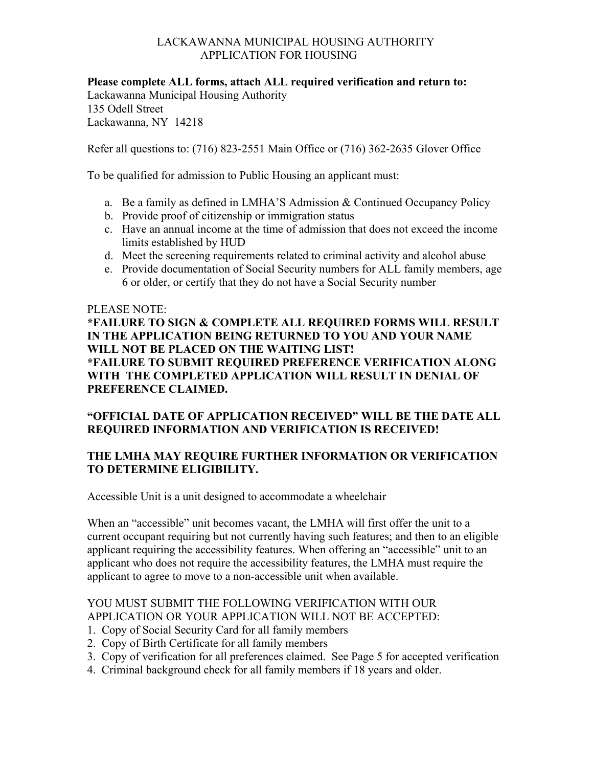# LACKAWANNA MUNICIPAL HOUSING AUTHORITY
## APPLICATION FOR HOUSING

**Please complete ALL forms, attach ALL required verification and return to:**
Lackawanna Municipal Housing Authority
135 Odell Street
Lackawanna, NY 14218

Refer all questions to: (716) 823-2551 Main Office or (716) 362-2635 Glover Office

To be qualified for admission to Public Housing an applicant must:

a. Be a family as defined in LMHA'S Admission & Continued Occupancy Policy
b. Provide proof of citizenship or immigration status
c. Have an annual income at the time of admission that does not exceed the income limits established by HUD
d. Meet the screening requirements related to criminal activity and alcohol abuse
e. Provide documentation of Social Security numbers for ALL family members, age 6 or older, or certify that they do not have a Social Security number

PLEASE NOTE:
**\*FAILURE TO SIGN & COMPLETE ALL REQUIRED FORMS WILL RESULT IN THE APPLICATION BEING RETURNED TO YOU AND YOUR NAME WILL NOT BE PLACED ON THE WAITING LIST!**
**\*FAILURE TO SUBMIT REQUIRED PREFERENCE VERIFICATION ALONG WITH THE COMPLETED APPLICATION WILL RESULT IN DENIAL OF PREFERENCE CLAIMED.**

**"OFFICIAL DATE OF APPLICATION RECEIVED" WILL BE THE DATE ALL REQUIRED INFORMATION AND VERIFICATION IS RECEIVED!**

**THE LMHA MAY REQUIRE FURTHER INFORMATION OR VERIFICATION TO DETERMINE ELIGIBILITY.**

Accessible Unit is a unit designed to accommodate a wheelchair

When an "accessible" unit becomes vacant, the LMHA will first offer the unit to a current occupant requiring but not currently having such features; and then to an eligible applicant requiring the accessibility features. When offering an "accessible" unit to an applicant who does not require the accessibility features, the LMHA must require the applicant to agree to move to a non-accessible unit when available.

YOU MUST SUBMIT THE FOLLOWING VERIFICATION WITH OUR APPLICATION OR YOUR APPLICATION WILL NOT BE ACCEPTED:

1. Copy of Social Security Card for all family members
2. Copy of Birth Certificate for all family members
3. Copy of verification for all preferences claimed. See Page 5 for accepted verification
4. Criminal background check for all family members if 18 years and older.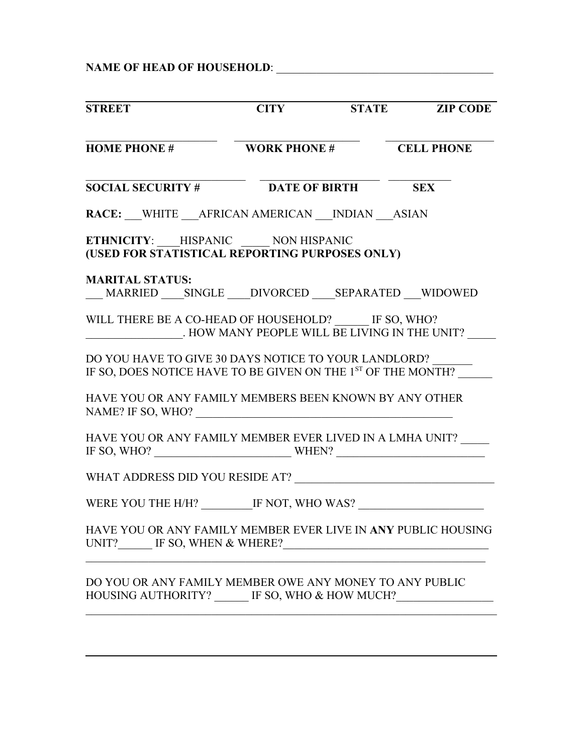**NAME OF HEAD OF HOUSEHOLD**: ______________________________________

______________________________________________________________

**STREET** **CITY** **STATE** **ZIP CODE**

______________________ ______________________ ______________________

**HOME PHONE #** **WORK PHONE #** **CELL PHONE**

______________________ ______________________ ___________

**SOCIAL SECURITY #** **DATE OF BIRTH** **SEX**

**RACE:** ___WHITE ___AFRICAN AMERICAN ___INDIAN ___ASIAN

**ETHNICITY**: ____HISPANIC _____ NON HISPANIC
**(USED FOR STATISTICAL REPORTING PURPOSES ONLY)**

**MARITAL STATUS:**
___ MARRIED ____SINGLE ____DIVORCED ____SEPARATED ___WIDOWED

WILL THERE BE A CO-HEAD OF HOUSEHOLD? ______ IF SO, WHO? _________________. HOW MANY PEOPLE WILL BE LIVING IN THE UNIT? _____

DO YOU HAVE TO GIVE 30 DAYS NOTICE TO YOUR LANDLORD? _______
IF SO, DOES NOTICE HAVE TO BE GIVEN ON THE 1ST OF THE MONTH? ______

HAVE YOU OR ANY FAMILY MEMBERS BEEN KNOWN BY ANY OTHER NAME? IF SO, WHO? ______________________________________________

HAVE YOU OR ANY FAMILY MEMBER EVER LIVED IN A LMHA UNIT? _____
IF SO, WHO? ________________________ WHEN? _________________________

WHAT ADDRESS DID YOU RESIDE AT? ___________________________________

WERE YOU THE H/H? _________IF NOT, WHO WAS? ______________________

HAVE YOU OR ANY FAMILY MEMBER EVER LIVE IN **ANY** PUBLIC HOUSING UNIT?______ IF SO, WHEN & WHERE?___________________________________
_______________________________________________________________________

DO YOU OR ANY FAMILY MEMBER OWE ANY MONEY TO ANY PUBLIC HOUSING AUTHORITY? ______ IF SO, WHO & HOW MUCH?_________________
_______________________________________________________________________

_______________________________________________________________________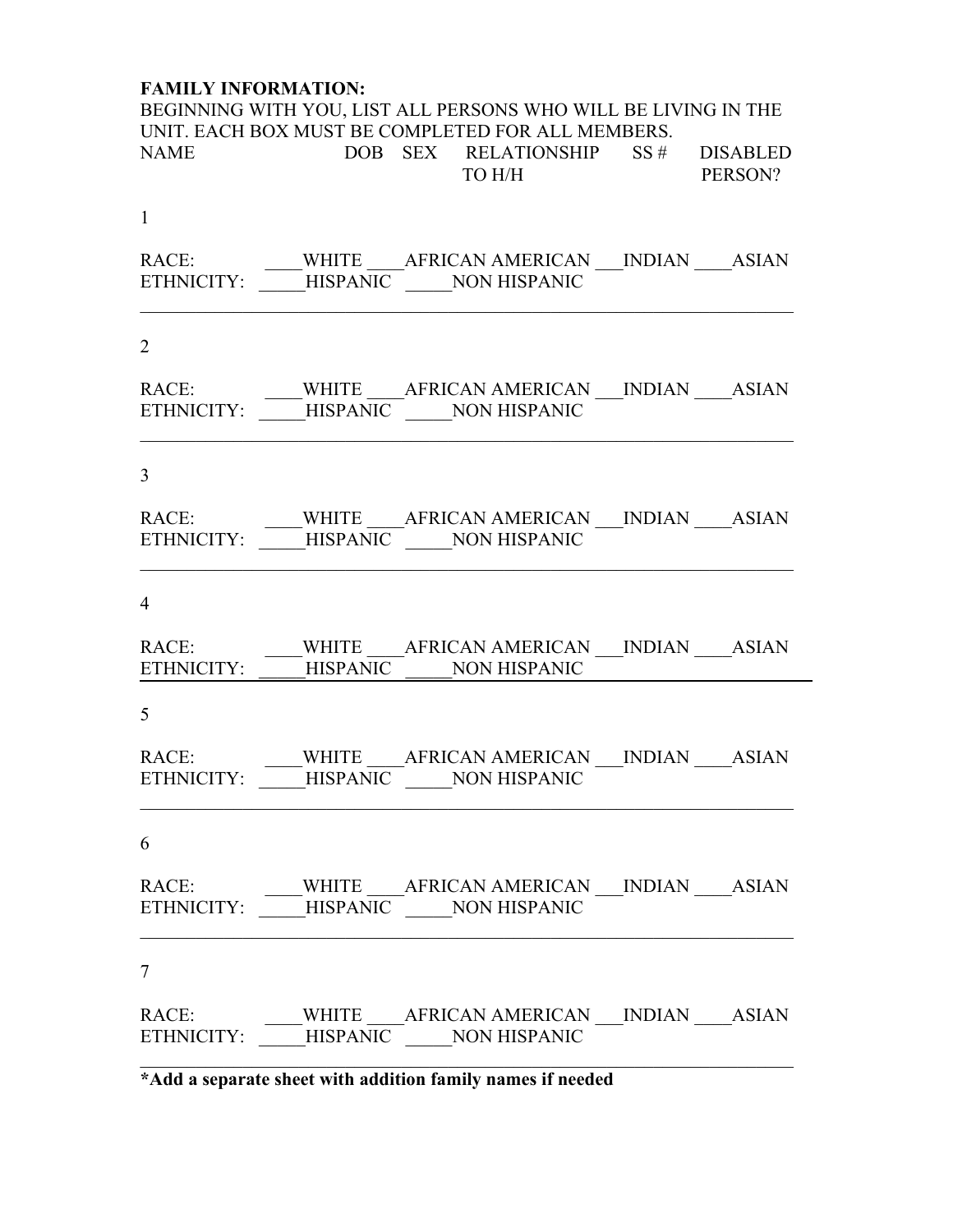**FAMILY INFORMATION:**

BEGINNING WITH YOU, LIST ALL PERSONS WHO WILL BE LIVING IN THE UNIT. EACH BOX MUST BE COMPLETED FOR ALL MEMBERS.

| NAME | DOB | SEX | RELATIONSHIP TO H/H | SS # | DISABLED PERSON? |
|---|---|---|---|---|---|

1

RACE: ____WHITE ____AFRICAN AMERICAN ___INDIAN ____ASIAN
ETHNICITY: _____HISPANIC _____NON HISPANIC

---

2

RACE: ____WHITE ____AFRICAN AMERICAN ___INDIAN ____ASIAN
ETHNICITY: _____HISPANIC _____NON HISPANIC

---

3

RACE: ____WHITE ____AFRICAN AMERICAN ___INDIAN ____ASIAN
ETHNICITY: _____HISPANIC _____NON HISPANIC

---

4

RACE: ____WHITE ____AFRICAN AMERICAN ___INDIAN ____ASIAN
ETHNICITY: _____HISPANIC _____NON HISPANIC

---

5

RACE: ____WHITE ____AFRICAN AMERICAN ___INDIAN ____ASIAN
ETHNICITY: _____HISPANIC _____NON HISPANIC

---

6

RACE: ____WHITE ____AFRICAN AMERICAN ___INDIAN ____ASIAN
ETHNICITY: _____HISPANIC _____NON HISPANIC

---

7

RACE: ____WHITE ____AFRICAN AMERICAN ___INDIAN ____ASIAN
ETHNICITY: _____HISPANIC _____NON HISPANIC

---

**\*Add a separate sheet with addition family names if needed**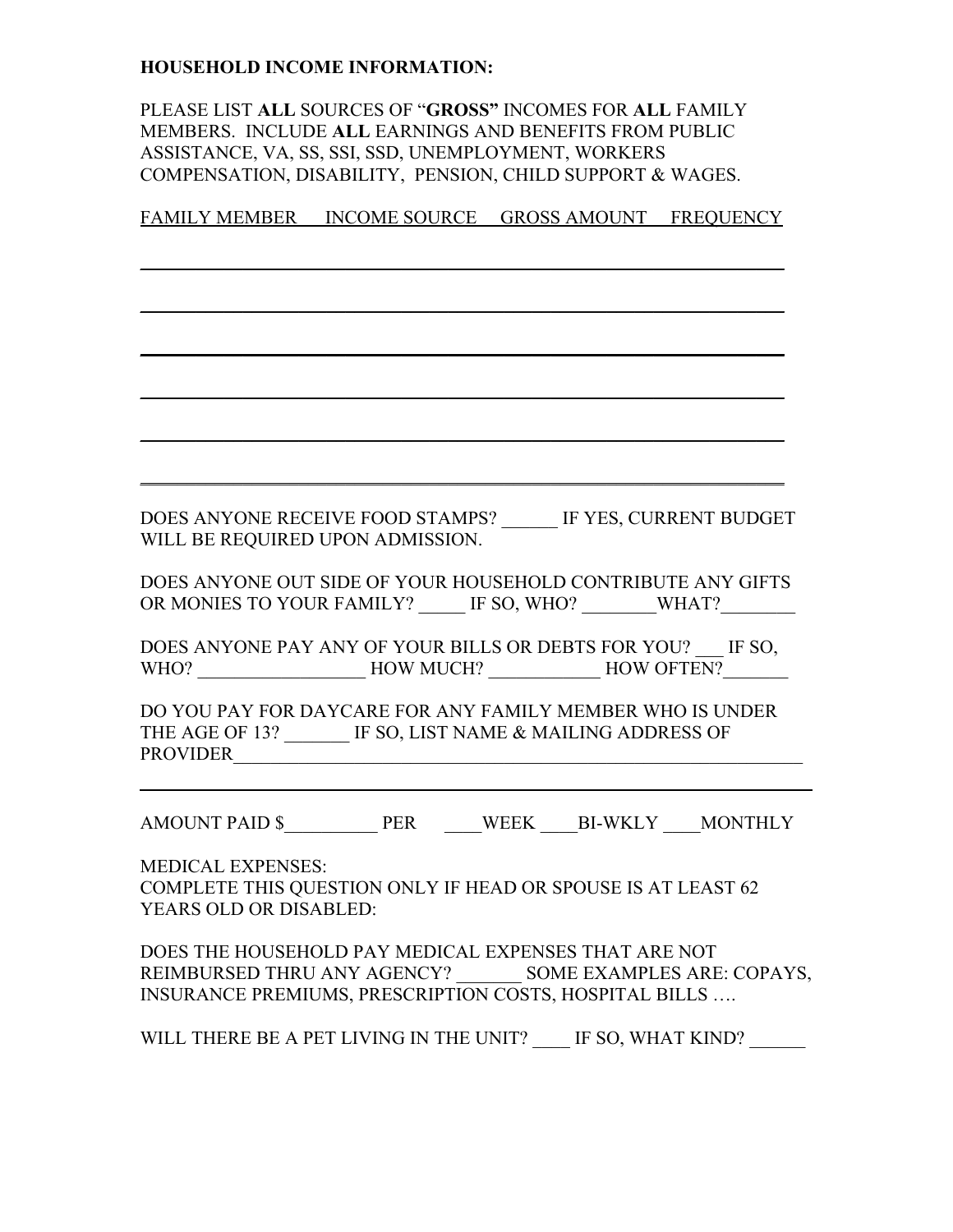**HOUSEHOLD INCOME INFORMATION:**

PLEASE LIST **ALL** SOURCES OF "**GROSS"** INCOMES FOR **ALL** FAMILY MEMBERS. INCLUDE **ALL** EARNINGS AND BENEFITS FROM PUBLIC ASSISTANCE, VA, SS, SSI, SSD, UNEMPLOYMENT, WORKERS COMPENSATION, DISABILITY, PENSION, CHILD SUPPORT & WAGES.

| FAMILY MEMBER | INCOME SOURCE | GROSS AMOUNT | FREQUENCY |
|---|---|---|---|
| | | | |
| | | | |
| | | | |
| | | | |
| | | | |
| | | | |

DOES ANYONE RECEIVE FOOD STAMPS? ______ IF YES, CURRENT BUDGET WILL BE REQUIRED UPON ADMISSION.

DOES ANYONE OUT SIDE OF YOUR HOUSEHOLD CONTRIBUTE ANY GIFTS OR MONIES TO YOUR FAMILY? _____ IF SO, WHO? ________WHAT?________

DOES ANYONE PAY ANY OF YOUR BILLS OR DEBTS FOR YOU? ___ IF SO, WHO? __________________ HOW MUCH? ____________ HOW OFTEN?_______

DO YOU PAY FOR DAYCARE FOR ANY FAMILY MEMBER WHO IS UNDER THE AGE OF 13? _______ IF SO, LIST NAME & MAILING ADDRESS OF PROVIDER_________________________________________________________________

_____________________________________________________________________

AMOUNT PAID $__________ PER ____WEEK ____BI-WKLY ____MONTHLY

MEDICAL EXPENSES:
COMPLETE THIS QUESTION ONLY IF HEAD OR SPOUSE IS AT LEAST 62 YEARS OLD OR DISABLED:

DOES THE HOUSEHOLD PAY MEDICAL EXPENSES THAT ARE NOT REIMBURSED THRU ANY AGENCY? _______ SOME EXAMPLES ARE: COPAYS, INSURANCE PREMIUMS, PRESCRIPTION COSTS, HOSPITAL BILLS ….

WILL THERE BE A PET LIVING IN THE UNIT? ____ IF SO, WHAT KIND? ______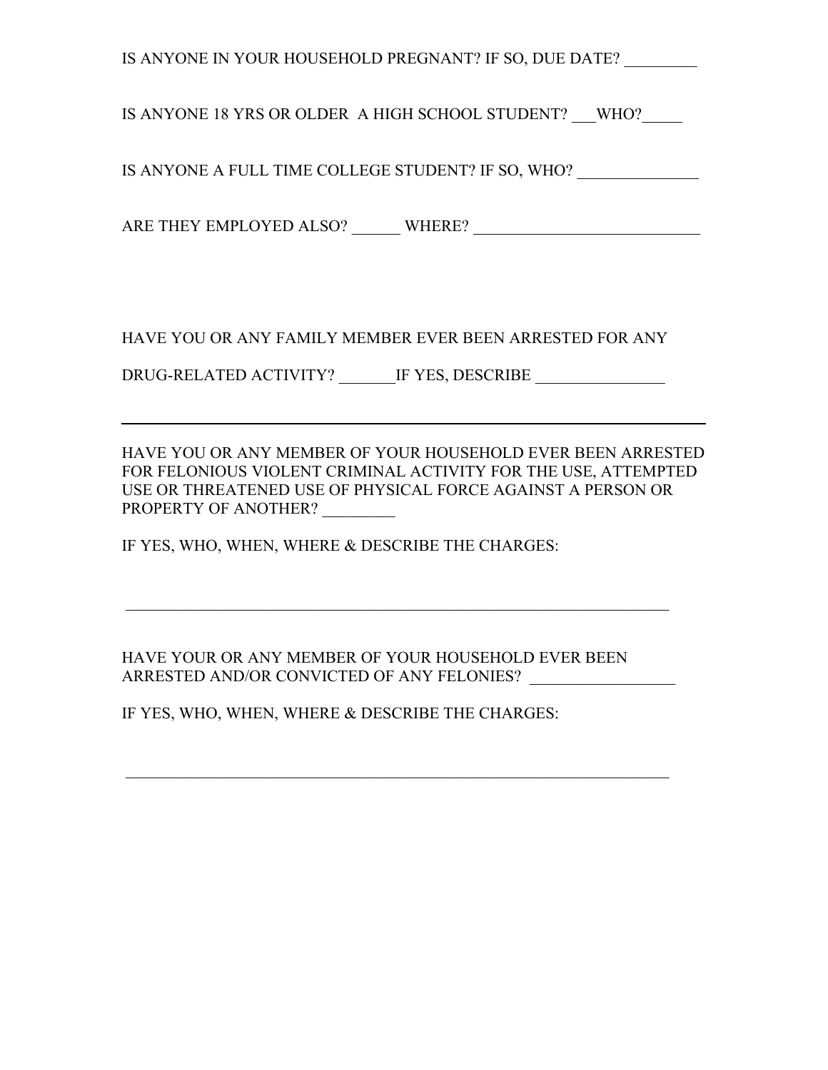IS ANYONE IN YOUR HOUSEHOLD PREGNANT? IF SO, DUE DATE? _________

IS ANYONE 18 YRS OR OLDER A HIGH SCHOOL STUDENT? ___WHO?_____

IS ANYONE A FULL TIME COLLEGE STUDENT? IF SO, WHO? _______________

ARE THEY EMPLOYED ALSO? ______ WHERE? ____________________________

HAVE YOU OR ANY FAMILY MEMBER EVER BEEN ARRESTED FOR ANY

DRUG-RELATED ACTIVITY? _______IF YES, DESCRIBE ________________

---

HAVE YOU OR ANY MEMBER OF YOUR HOUSEHOLD EVER BEEN ARRESTED FOR FELONIOUS VIOLENT CRIMINAL ACTIVITY FOR THE USE, ATTEMPTED USE OR THREATENED USE OF PHYSICAL FORCE AGAINST A PERSON OR PROPERTY OF ANOTHER? _________

IF YES, WHO, WHEN, WHERE & DESCRIBE THE CHARGES:

_____________________________________________________________________

HAVE YOUR OR ANY MEMBER OF YOUR HOUSEHOLD EVER BEEN ARRESTED AND/OR CONVICTED OF ANY FELONIES? __________________

IF YES, WHO, WHEN, WHERE & DESCRIBE THE CHARGES:

_____________________________________________________________________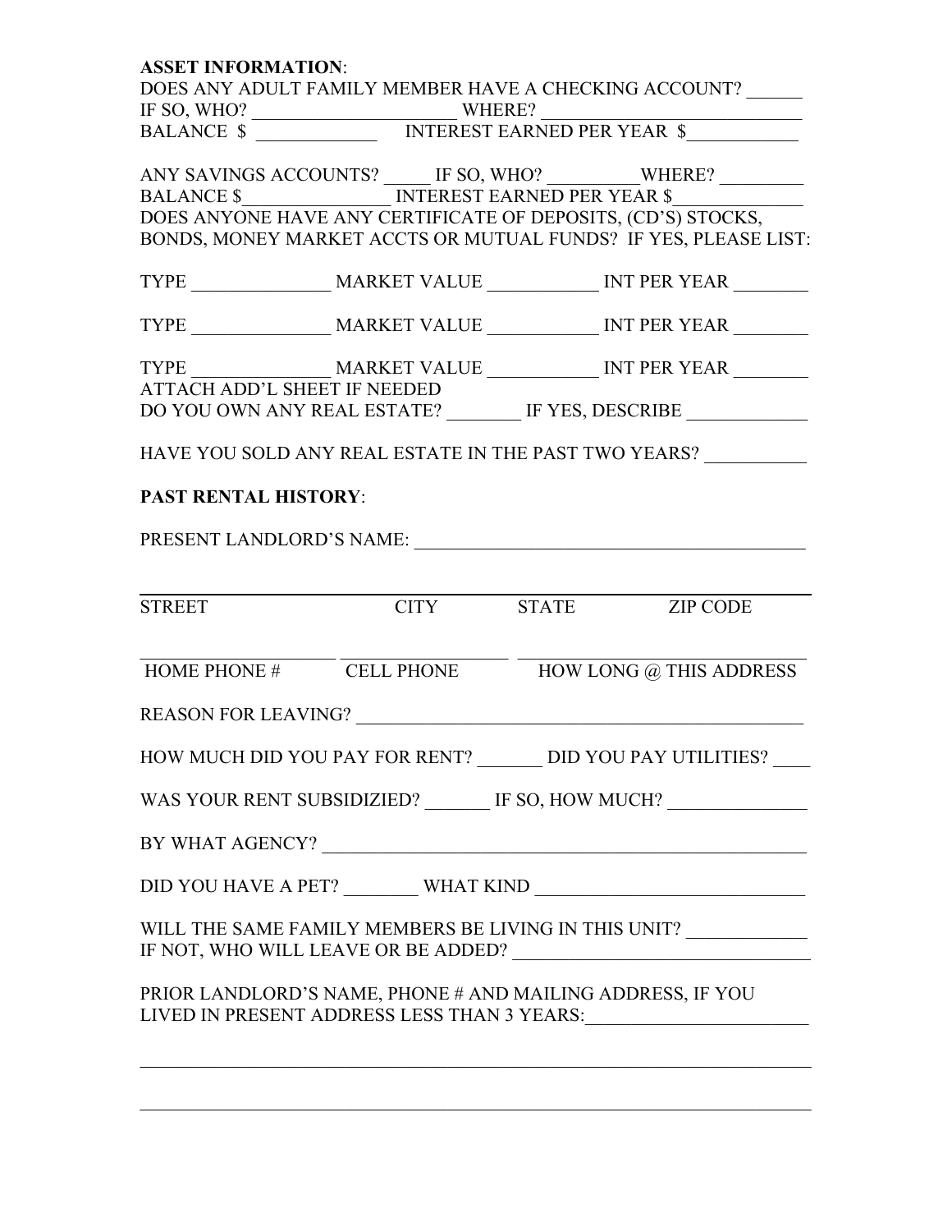**ASSET INFORMATION**:

DOES ANY ADULT FAMILY MEMBER HAVE A CHECKING ACCOUNT? ______
IF SO, WHO? ______________________ WHERE? ___________________________
BALANCE $ _____________ INTEREST EARNED PER YEAR $____________

ANY SAVINGS ACCOUNTS? _____ IF SO, WHO? __________WHERE? _________
BALANCE $________________ INTEREST EARNED PER YEAR $______________
DOES ANYONE HAVE ANY CERTIFICATE OF DEPOSITS, (CD'S) STOCKS, BONDS, MONEY MARKET ACCTS OR MUTUAL FUNDS? IF YES, PLEASE LIST:

TYPE _______________ MARKET VALUE ____________ INT PER YEAR ________

TYPE _______________ MARKET VALUE ____________ INT PER YEAR ________

TYPE _______________ MARKET VALUE ____________ INT PER YEAR ________
ATTACH ADD'L SHEET IF NEEDED
DO YOU OWN ANY REAL ESTATE? ________ IF YES, DESCRIBE _____________

HAVE YOU SOLD ANY REAL ESTATE IN THE PAST TWO YEARS? ___________

**PAST RENTAL HISTORY**:

PRESENT LANDLORD'S NAME: __________________________________________

_______________________________________________________________________
STREET CITY STATE ZIP CODE

___________________ __________________ ____________________________
HOME PHONE # CELL PHONE HOW LONG @ THIS ADDRESS

REASON FOR LEAVING? ________________________________________________

HOW MUCH DID YOU PAY FOR RENT? _______ DID YOU PAY UTILITIES? ____

WAS YOUR RENT SUBSIDIZIED? _______ IF SO, HOW MUCH? _______________

BY WHAT AGENCY? ____________________________________________________

DID YOU HAVE A PET? ________ WHAT KIND ____________________________

WILL THE SAME FAMILY MEMBERS BE LIVING IN THIS UNIT? _____________
IF NOT, WHO WILL LEAVE OR BE ADDED? ________________________________

PRIOR LANDLORD'S NAME, PHONE # AND MAILING ADDRESS, IF YOU LIVED IN PRESENT ADDRESS LESS THAN 3 YEARS:________________________

_______________________________________________________________________

_______________________________________________________________________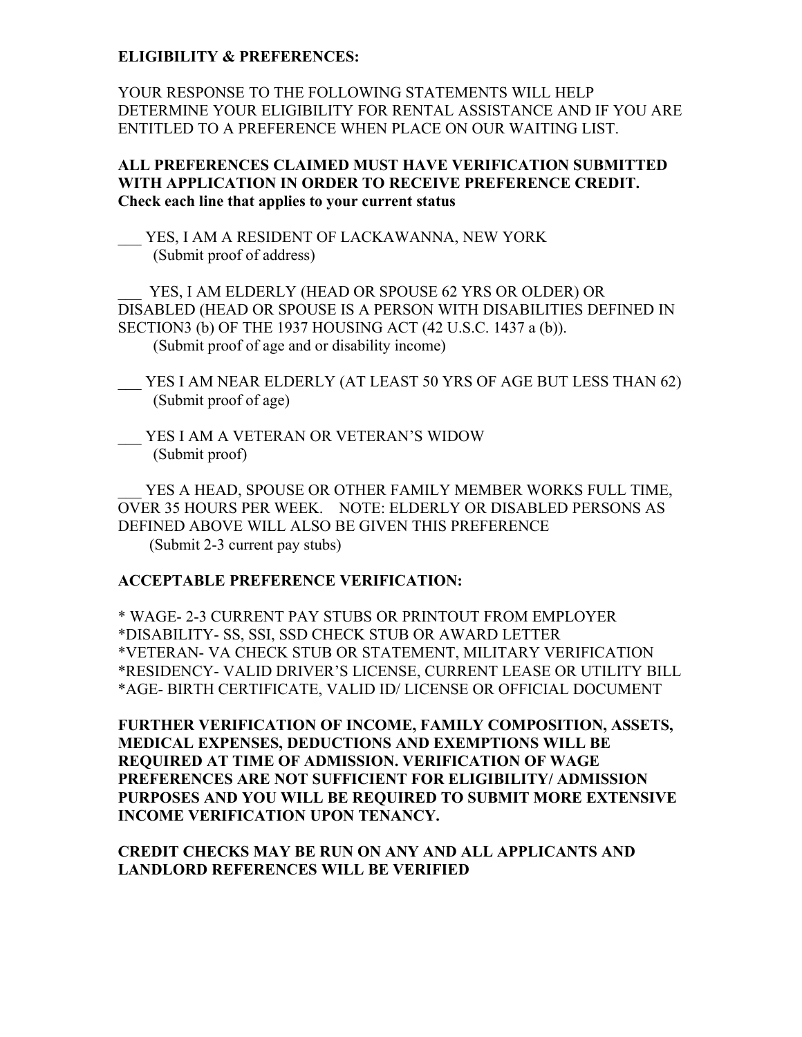**ELIGIBILITY & PREFERENCES:**

YOUR RESPONSE TO THE FOLLOWING STATEMENTS WILL HELP DETERMINE YOUR ELIGIBILITY FOR RENTAL ASSISTANCE AND IF YOU ARE ENTITLED TO A PREFERENCE WHEN PLACE ON OUR WAITING LIST.

**ALL PREFERENCES CLAIMED MUST HAVE VERIFICATION SUBMITTED WITH APPLICATION IN ORDER TO RECEIVE PREFERENCE CREDIT. Check each line that applies to your current status**

___ YES, I AM A RESIDENT OF LACKAWANNA, NEW YORK
(Submit proof of address)

___ YES, I AM ELDERLY (HEAD OR SPOUSE 62 YRS OR OLDER) OR DISABLED (HEAD OR SPOUSE IS A PERSON WITH DISABILITIES DEFINED IN SECTION3 (b) OF THE 1937 HOUSING ACT (42 U.S.C. 1437 a (b)).
(Submit proof of age and or disability income)

___ YES I AM NEAR ELDERLY (AT LEAST 50 YRS OF AGE BUT LESS THAN 62)
(Submit proof of age)

___ YES I AM A VETERAN OR VETERAN'S WIDOW
(Submit proof)

___ YES A HEAD, SPOUSE OR OTHER FAMILY MEMBER WORKS FULL TIME, OVER 35 HOURS PER WEEK. NOTE: ELDERLY OR DISABLED PERSONS AS DEFINED ABOVE WILL ALSO BE GIVEN THIS PREFERENCE
(Submit 2-3 current pay stubs)

**ACCEPTABLE PREFERENCE VERIFICATION:**

* WAGE- 2-3 CURRENT PAY STUBS OR PRINTOUT FROM EMPLOYER
*DISABILITY- SS, SSI, SSD CHECK STUB OR AWARD LETTER
*VETERAN- VA CHECK STUB OR STATEMENT, MILITARY VERIFICATION
*RESIDENCY- VALID DRIVER'S LICENSE, CURRENT LEASE OR UTILITY BILL
*AGE- BIRTH CERTIFICATE, VALID ID/ LICENSE OR OFFICIAL DOCUMENT

**FURTHER VERIFICATION OF INCOME, FAMILY COMPOSITION, ASSETS, MEDICAL EXPENSES, DEDUCTIONS AND EXEMPTIONS WILL BE REQUIRED AT TIME OF ADMISSION. VERIFICATION OF WAGE PREFERENCES ARE NOT SUFFICIENT FOR ELIGIBILITY/ ADMISSION PURPOSES AND YOU WILL BE REQUIRED TO SUBMIT MORE EXTENSIVE INCOME VERIFICATION UPON TENANCY.**

**CREDIT CHECKS MAY BE RUN ON ANY AND ALL APPLICANTS AND LANDLORD REFERENCES WILL BE VERIFIED**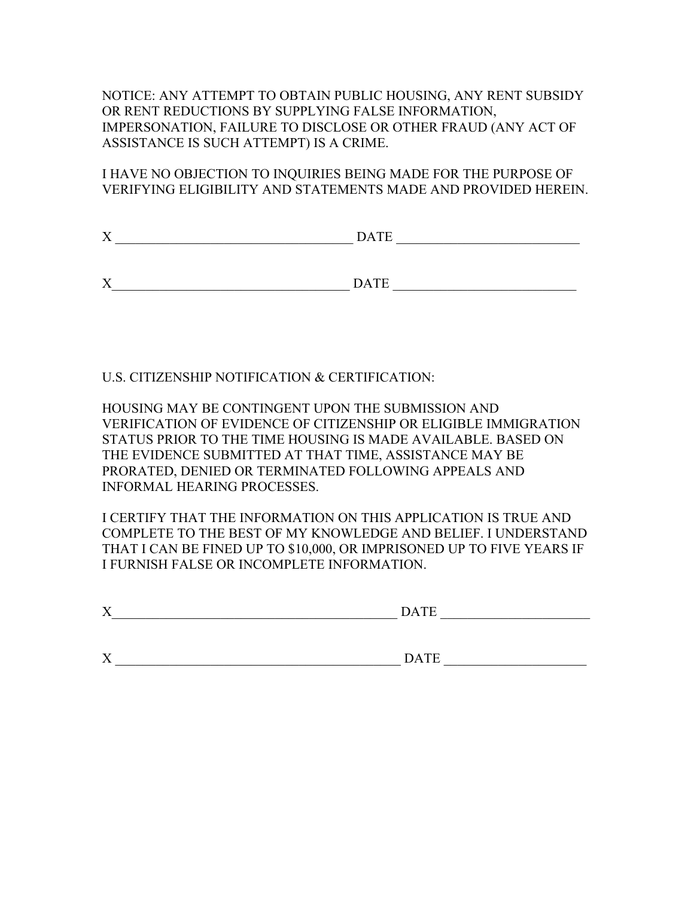NOTICE: ANY ATTEMPT TO OBTAIN PUBLIC HOUSING, ANY RENT SUBSIDY OR RENT REDUCTIONS BY SUPPLYING FALSE INFORMATION, IMPERSONATION, FAILURE TO DISCLOSE OR OTHER FRAUD (ANY ACT OF ASSISTANCE IS SUCH ATTEMPT) IS A CRIME.

I HAVE NO OBJECTION TO INQUIRIES BEING MADE FOR THE PURPOSE OF VERIFYING ELIGIBILITY AND STATEMENTS MADE AND PROVIDED HEREIN.

X ___________________________________ DATE __________________________

X___________________________________ DATE __________________________

U.S. CITIZENSHIP NOTIFICATION & CERTIFICATION:

HOUSING MAY BE CONTINGENT UPON THE SUBMISSION AND VERIFICATION OF EVIDENCE OF CITIZENSHIP OR ELIGIBLE IMMIGRATION STATUS PRIOR TO THE TIME HOUSING IS MADE AVAILABLE. BASED ON THE EVIDENCE SUBMITTED AT THAT TIME, ASSISTANCE MAY BE PRORATED, DENIED OR TERMINATED FOLLOWING APPEALS AND INFORMAL HEARING PROCESSES.

I CERTIFY THAT THE INFORMATION ON THIS APPLICATION IS TRUE AND COMPLETE TO THE BEST OF MY KNOWLEDGE AND BELIEF. I UNDERSTAND THAT I CAN BE FINED UP TO $10,000, OR IMPRISONED UP TO FIVE YEARS IF I FURNISH FALSE OR INCOMPLETE INFORMATION.

X__________________________________________ DATE _____________________

X __________________________________________ DATE ____________________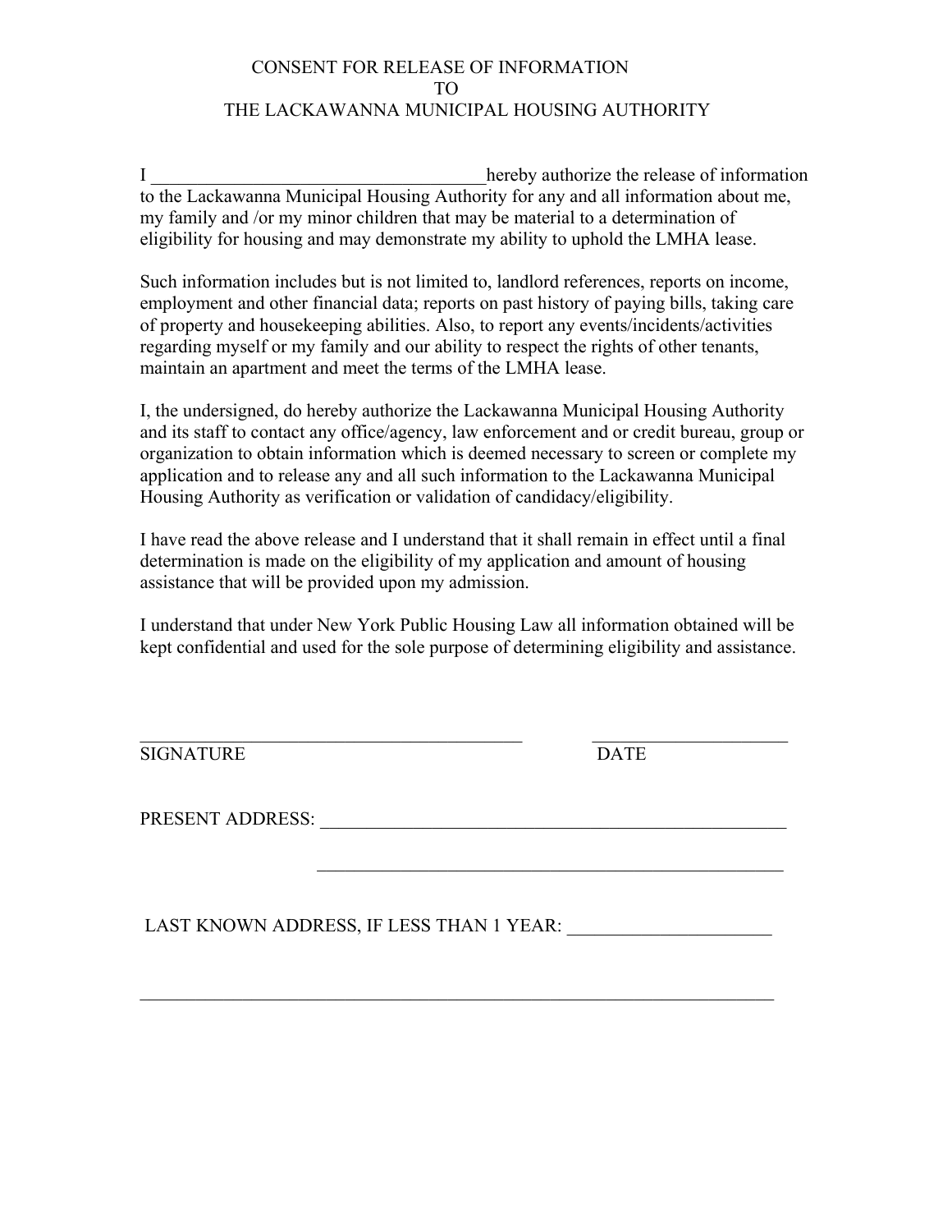# CONSENT FOR RELEASE OF INFORMATION
# TO
# THE LACKAWANNA MUNICIPAL HOUSING AUTHORITY

I ____________________________________hereby authorize the release of information to the Lackawanna Municipal Housing Authority for any and all information about me, my family and /or my minor children that may be material to a determination of eligibility for housing and may demonstrate my ability to uphold the LMHA lease.

Such information includes but is not limited to, landlord references, reports on income, employment and other financial data; reports on past history of paying bills, taking care of property and housekeeping abilities. Also, to report any events/incidents/activities regarding myself or my family and our ability to respect the rights of other tenants, maintain an apartment and meet the terms of the LMHA lease.

I, the undersigned, do hereby authorize the Lackawanna Municipal Housing Authority and its staff to contact any office/agency, law enforcement and or credit bureau, group or organization to obtain information which is deemed necessary to screen or complete my application and to release any and all such information to the Lackawanna Municipal Housing Authority as verification or validation of candidacy/eligibility.

I have read the above release and I understand that it shall remain in effect until a final determination is made on the eligibility of my application and amount of housing assistance that will be provided upon my admission.

I understand that under New York Public Housing Law all information obtained will be kept confidential and used for the sole purpose of determining eligibility and assistance.

__________________________________________ ______________________
SIGNATURE DATE

PRESENT ADDRESS: ___________________________________________________

___________________________________________________

LAST KNOWN ADDRESS, IF LESS THAN 1 YEAR: ______________________

______________________________________________________________________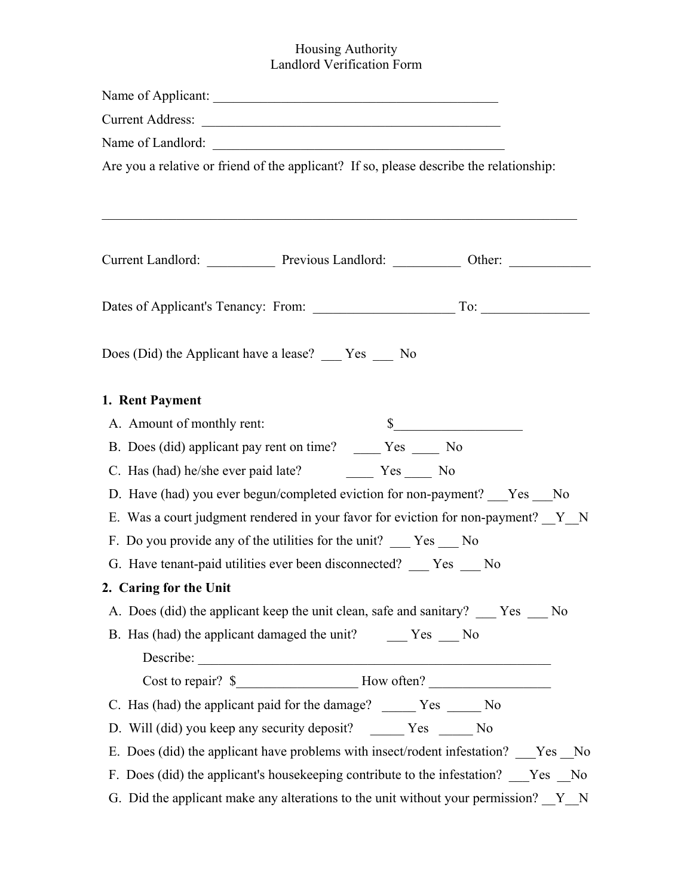Housing Authority
Landlord Verification Form

Name of Applicant: ____________________________________________

Current Address: ______________________________________________

Name of Landlord: _____________________________________________

Are you a relative or friend of the applicant? If so, please describe the relationship:

__________________________________________________________________________

Current Landlord: __________ Previous Landlord: __________ Other: ____________

Dates of Applicant's Tenancy: From: ____________________ To: _______________

Does (Did) the Applicant have a lease? ___ Yes ___ No

**1. Rent Payment**

A. Amount of monthly rent: $___________________

B. Does (did) applicant pay rent on time? ____ Yes ____ No

C. Has (had) he/she ever paid late? ____ Yes ____ No

D. Have (had) you ever begun/completed eviction for non-payment? ___Yes ___No

E. Was a court judgment rendered in your favor for eviction for non-payment? __Y__N

F. Do you provide any of the utilities for the unit? ___ Yes ___ No

G. Have tenant-paid utilities ever been disconnected? ___ Yes ___ No

**2. Caring for the Unit**

A. Does (did) the applicant keep the unit clean, safe and sanitary? ___ Yes ___ No

B. Has (had) the applicant damaged the unit? ___ Yes ___ No

Describe: ______________________________________________________

Cost to repair? $_________________ How often? _________________

C. Has (had) the applicant paid for the damage? _____ Yes _____ No

D. Will (did) you keep any security deposit? _____ Yes _____ No

E. Does (did) the applicant have problems with insect/rodent infestation? ___Yes __No

F. Does (did) the applicant's housekeeping contribute to the infestation? ___Yes __No

G. Did the applicant make any alterations to the unit without your permission? __Y__N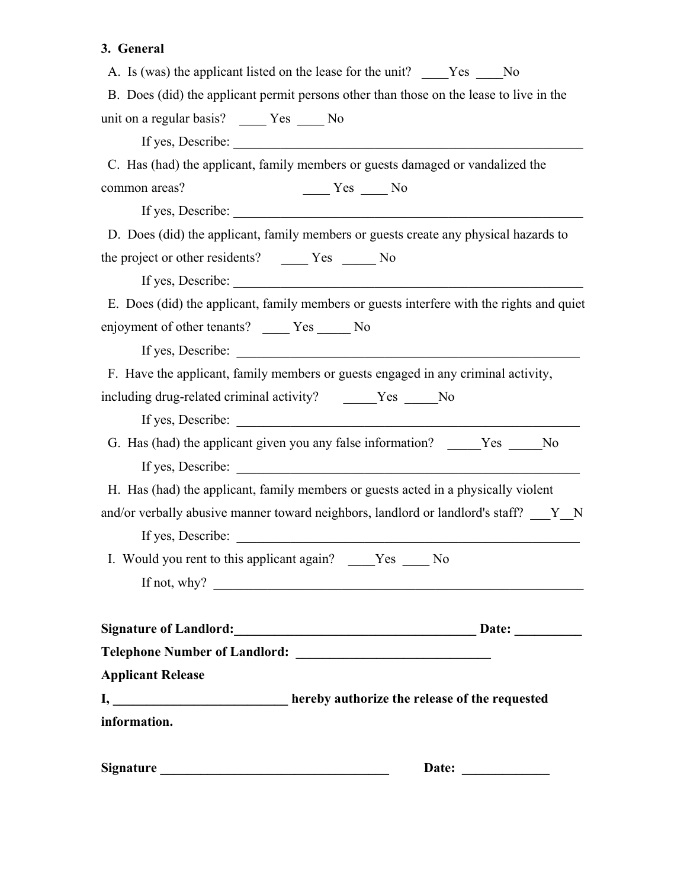### 3. General

A. Is (was) the applicant listed on the lease for the unit? ____Yes ____No

B. Does (did) the applicant permit persons other than those on the lease to live in the unit on a regular basis? ____ Yes ____ No

If yes, Describe: ______________________________________________________

C. Has (had) the applicant, family members or guests damaged or vandalized the common areas? ____ Yes ____ No

If yes, Describe: ______________________________________________________

D. Does (did) the applicant, family members or guests create any physical hazards to the project or other residents? ____ Yes _____ No

If yes, Describe: ______________________________________________________

E. Does (did) the applicant, family members or guests interfere with the rights and quiet enjoyment of other tenants? ____ Yes _____ No

If yes, Describe: ______________________________________________________

F. Have the applicant, family members or guests engaged in any criminal activity, including drug-related criminal activity? _____Yes _____No

If yes, Describe: ______________________________________________________

G. Has (had) the applicant given you any false information? _____Yes _____No

If yes, Describe: ______________________________________________________

H. Has (had) the applicant, family members or guests acted in a physically violent and/or verbally abusive manner toward neighbors, landlord or landlord's staff? ___Y__N

If yes, Describe: ______________________________________________________

I. Would you rent to this applicant again? ____Yes ____ No

If not, why? ________________________________________________________

**Signature of Landlord:_____________________________________ Date: __________**

**Telephone Number of Landlord: _____________________________**

**Applicant Release**

**I, __________________________ hereby authorize the release of the requested information.**

**Signature ___________________________________ Date: _____________**